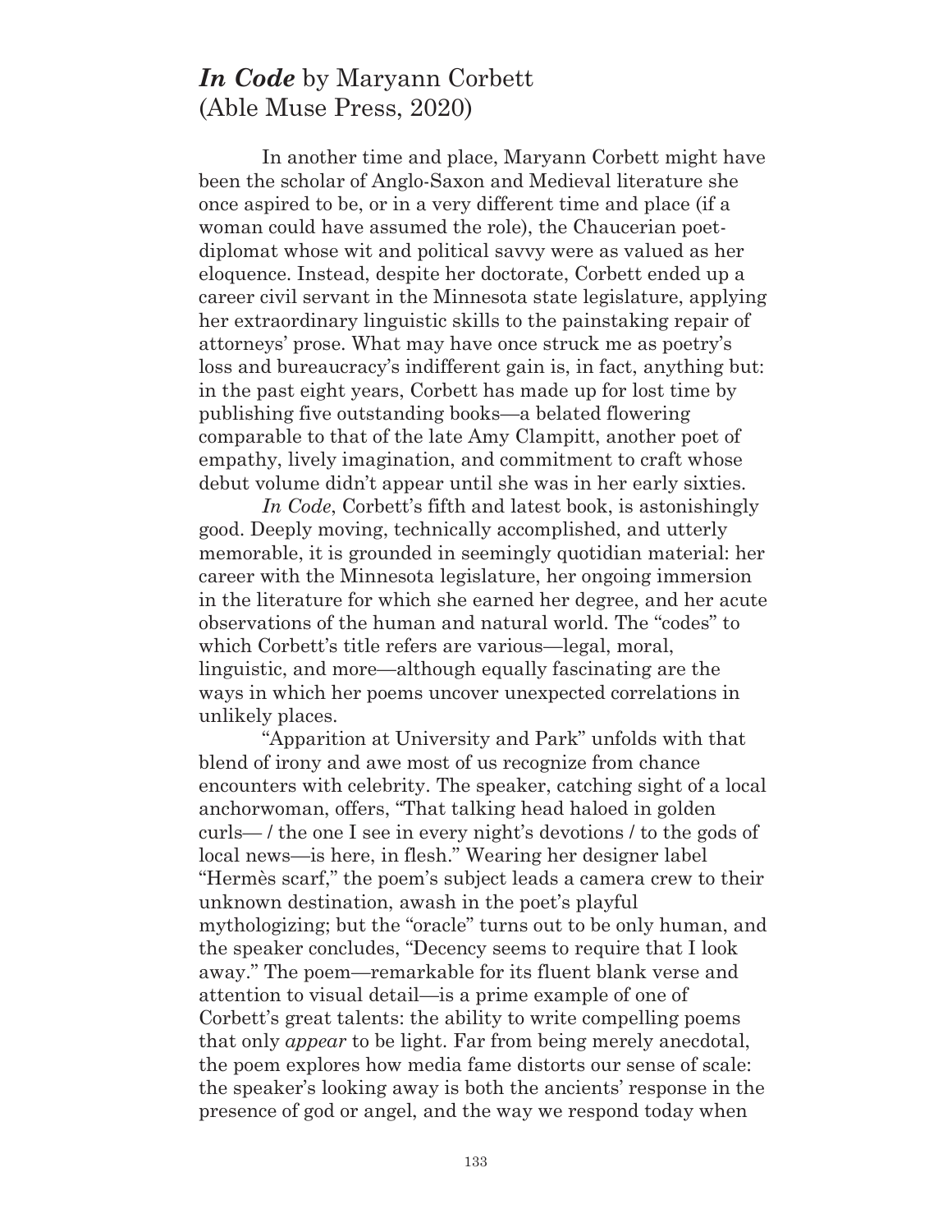## *In Code* by Maryann Corbett (Able Muse Press, 2020)

In another time and place, Maryann Corbett might have been the scholar of Anglo-Saxon and Medieval literature she once aspired to be, or in a very different time and place (if a woman could have assumed the role), the Chaucerian poet-diplomat whose wit and political savvy were as valued as her eloquence. Instead, despite her doctorate, Corbett ended up a career civil servant in the Minnesota state legislature, applying her extraordinary linguistic skills to the painstaking repair of attorneys' prose. What may have once struck me as poetry's loss and bureaucracy's indifferent gain is, in fact, anything but: in the past eight years, Corbett has made up for lost time by publishing five outstanding books—a belated flowering comparable to that of the late Amy Clampitt, another poet of empathy, lively imagination, and commitment to craft whose debut volume didn't appear until she was in her early sixties.

*In Code*, Corbett's fifth and latest book, is astonishingly good. Deeply moving, technically accomplished, and utterly memorable, it is grounded in seemingly quotidian material: her career with the Minnesota legislature, her ongoing immersion in the literature for which she earned her degree, and her acute observations of the human and natural world. The "codes" to which Corbett's title refers are various—legal, moral, linguistic, and more—although equally fascinating are the ways in which her poems uncover unexpected correlations in unlikely places.

"Apparition at University and Park" unfolds with that blend of irony and awe most of us recognize from chance encounters with celebrity. The speaker, catching sight of a local anchorwoman, offers, "That talking head haloed in golden curls— / the one I see in every night's devotions / to the gods of local news—is here, in flesh." Wearing her designer label "Hermès scarf," the poem's subject leads a camera crew to their unknown destination, awash in the poet's playful mythologizing; but the "oracle" turns out to be only human, and the speaker concludes, "Decency seems to require that I look away." The poem—remarkable for its fluent blank verse and attention to visual detail—is a prime example of one of Corbett's great talents: the ability to write compelling poems that only *appear* to be light. Far from being merely anecdotal, the poem explores how media fame distorts our sense of scale: the speaker's looking away is both the ancients' response in the presence of god or angel, and the way we respond today when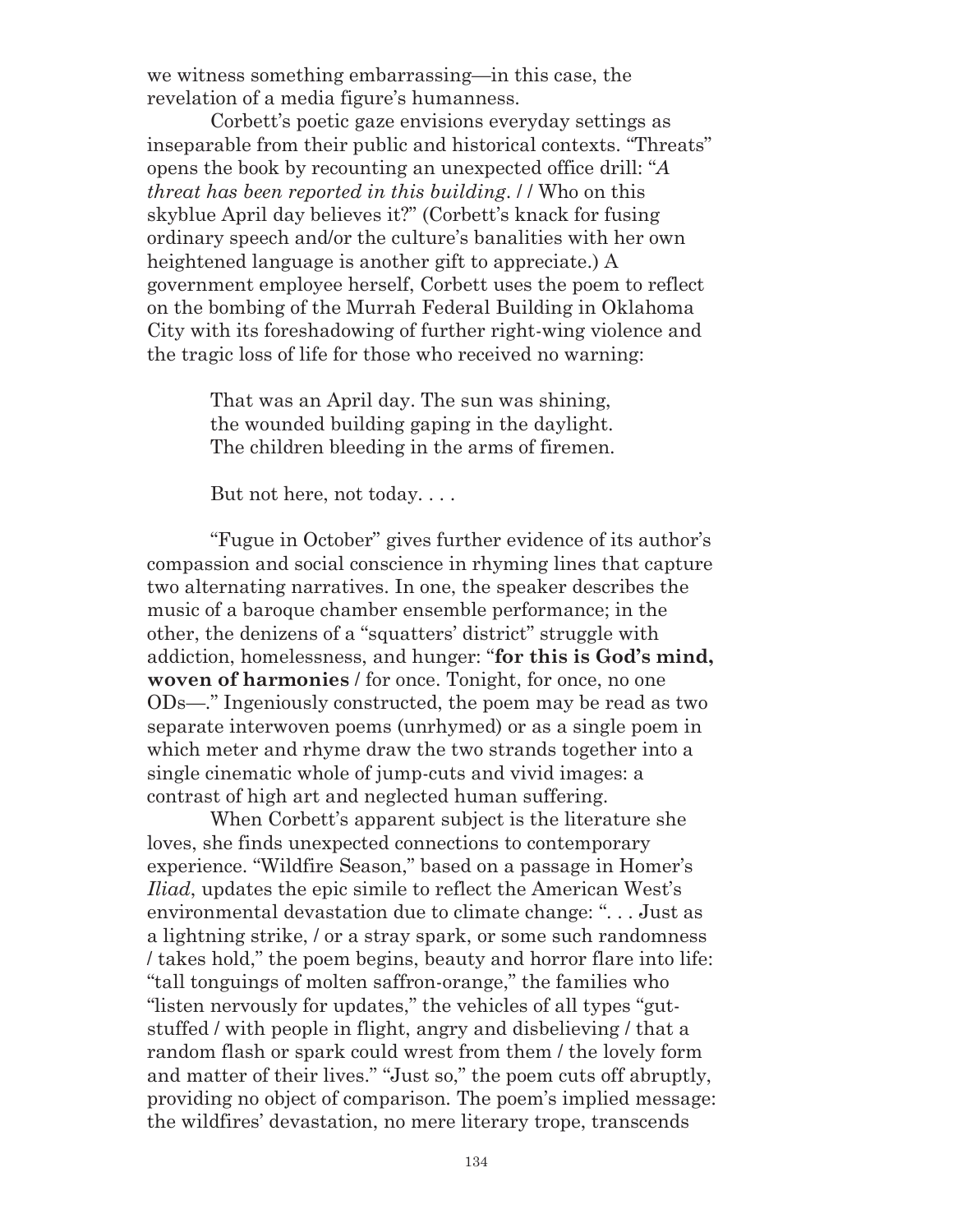we witness something embarrassing—in this case, the revelation of a media figure's humanness.

Corbett's poetic gaze envisions everyday settings as inseparable from their public and historical contexts. "Threats" opens the book by recounting an unexpected office drill: "*A threat has been reported in this building*. / / Who on this skyblue April day believes it?" (Corbett's knack for fusing ordinary speech and/or the culture's banalities with her own heightened language is another gift to appreciate.) A government employee herself, Corbett uses the poem to reflect on the bombing of the Murrah Federal Building in Oklahoma City with its foreshadowing of further right-wing violence and the tragic loss of life for those who received no warning:

> That was an April day. The sun was shining,
> the wounded building gaping in the daylight.
> The children bleeding in the arms of firemen.
>
> But not here, not today. . . .

"Fugue in October" gives further evidence of its author's compassion and social conscience in rhyming lines that capture two alternating narratives. In one, the speaker describes the music of a baroque chamber ensemble performance; in the other, the denizens of a "squatters' district" struggle with addiction, homelessness, and hunger: "**for this is God's mind, woven of harmonies** / for once. Tonight, for once, no one ODs—." Ingeniously constructed, the poem may be read as two separate interwoven poems (unrhymed) or as a single poem in which meter and rhyme draw the two strands together into a single cinematic whole of jump-cuts and vivid images: a contrast of high art and neglected human suffering.

When Corbett's apparent subject is the literature she loves, she finds unexpected connections to contemporary experience. "Wildfire Season," based on a passage in Homer's *Iliad*, updates the epic simile to reflect the American West's environmental devastation due to climate change: ". . . Just as a lightning strike, / or a stray spark, or some such randomness / takes hold," the poem begins, beauty and horror flare into life: "tall tonguings of molten saffron-orange," the families who "listen nervously for updates," the vehicles of all types "gut-stuffed / with people in flight, angry and disbelieving / that a random flash or spark could wrest from them / the lovely form and matter of their lives." "Just so," the poem cuts off abruptly, providing no object of comparison. The poem's implied message: the wildfires' devastation, no mere literary trope, transcends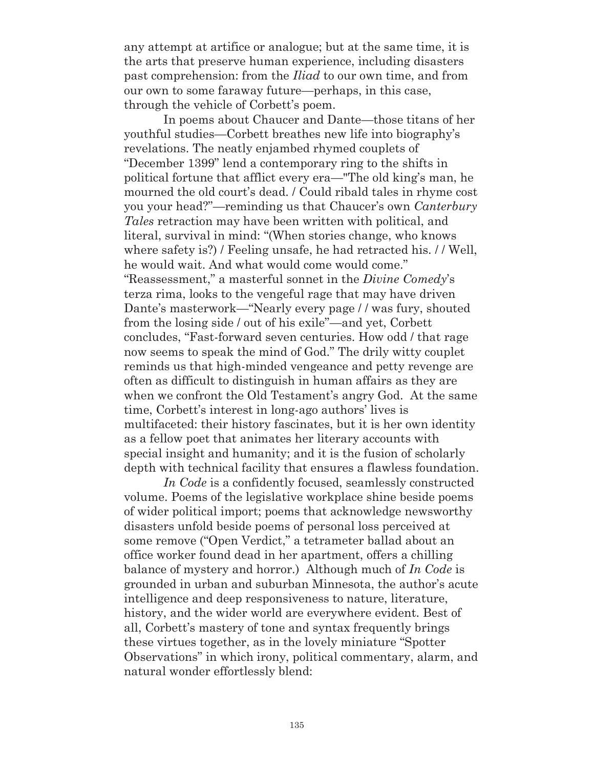any attempt at artifice or analogue; but at the same time, it is the arts that preserve human experience, including disasters past comprehension: from the *Iliad* to our own time, and from our own to some faraway future—perhaps, in this case, through the vehicle of Corbett's poem.

In poems about Chaucer and Dante—those titans of her youthful studies—Corbett breathes new life into biography's revelations. The neatly enjambed rhymed couplets of "December 1399" lend a contemporary ring to the shifts in political fortune that afflict every era—"The old king's man, he mourned the old court's dead. / Could ribald tales in rhyme cost you your head?"—reminding us that Chaucer's own *Canterbury Tales* retraction may have been written with political, and literal, survival in mind: "(When stories change, who knows where safety is?) / Feeling unsafe, he had retracted his. / / Well, he would wait. And what would come would come." "Reassessment," a masterful sonnet in the *Divine Comedy*'s terza rima, looks to the vengeful rage that may have driven Dante's masterwork—"Nearly every page / / was fury, shouted from the losing side / out of his exile"—and yet, Corbett concludes, "Fast-forward seven centuries. How odd / that rage now seems to speak the mind of God." The drily witty couplet reminds us that high-minded vengeance and petty revenge are often as difficult to distinguish in human affairs as they are when we confront the Old Testament's angry God. At the same time, Corbett's interest in long-ago authors' lives is multifaceted: their history fascinates, but it is her own identity as a fellow poet that animates her literary accounts with special insight and humanity; and it is the fusion of scholarly depth with technical facility that ensures a flawless foundation.

*In Code* is a confidently focused, seamlessly constructed volume. Poems of the legislative workplace shine beside poems of wider political import; poems that acknowledge newsworthy disasters unfold beside poems of personal loss perceived at some remove ("Open Verdict," a tetrameter ballad about an office worker found dead in her apartment, offers a chilling balance of mystery and horror.) Although much of *In Code* is grounded in urban and suburban Minnesota, the author's acute intelligence and deep responsiveness to nature, literature, history, and the wider world are everywhere evident. Best of all, Corbett's mastery of tone and syntax frequently brings these virtues together, as in the lovely miniature "Spotter Observations" in which irony, political commentary, alarm, and natural wonder effortlessly blend: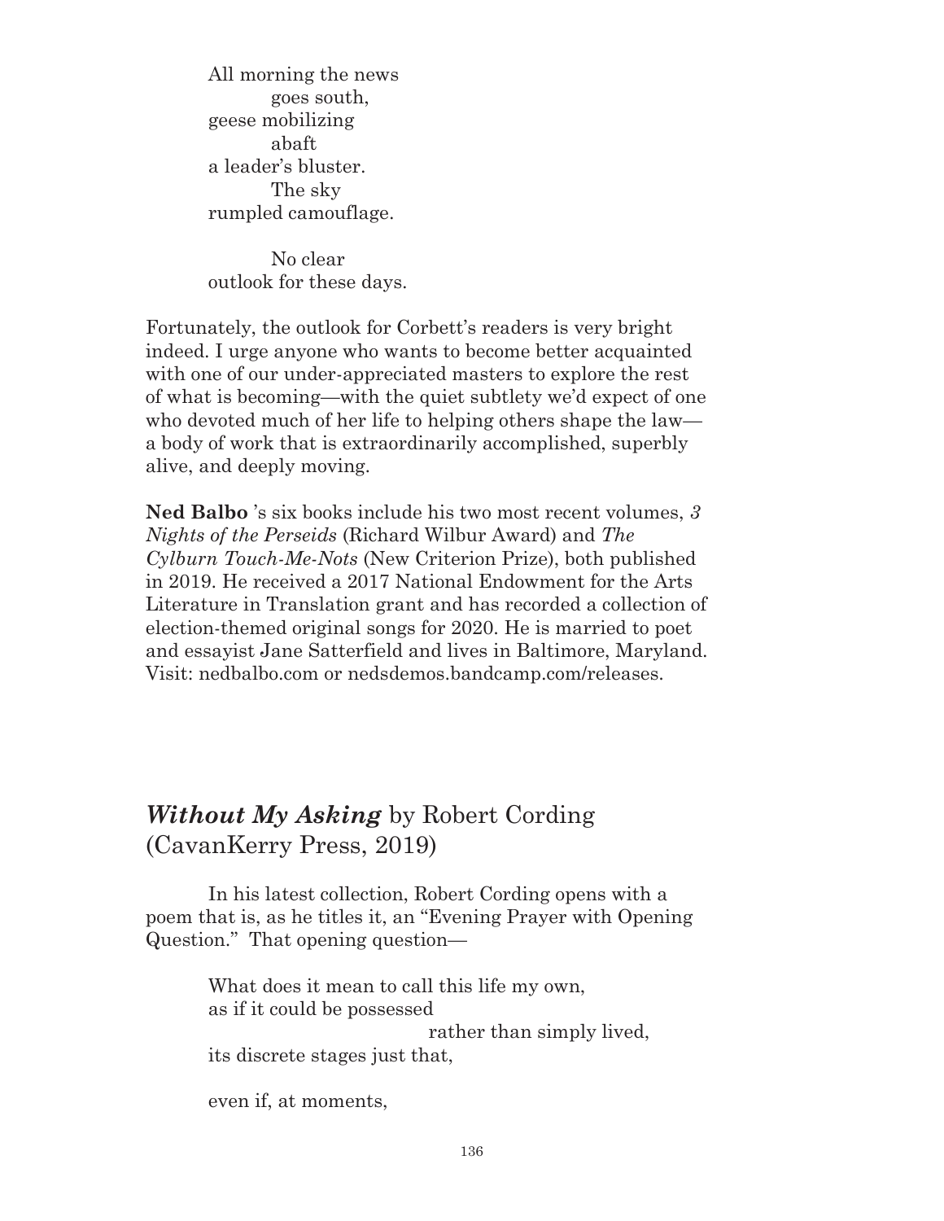All morning the news
&nbsp;&nbsp;&nbsp;&nbsp;&nbsp;&nbsp;&nbsp;&nbsp;goes south,
geese mobilizing
&nbsp;&nbsp;&nbsp;&nbsp;&nbsp;&nbsp;&nbsp;&nbsp;abaft
a leader's bluster.
&nbsp;&nbsp;&nbsp;&nbsp;&nbsp;&nbsp;&nbsp;&nbsp;The sky
rumpled camouflage.

&nbsp;&nbsp;&nbsp;&nbsp;&nbsp;&nbsp;&nbsp;&nbsp;No clear
outlook for these days.

Fortunately, the outlook for Corbett's readers is very bright indeed. I urge anyone who wants to become better acquainted with one of our under-appreciated masters to explore the rest of what is becoming—with the quiet subtlety we'd expect of one who devoted much of her life to helping others shape the law—a body of work that is extraordinarily accomplished, superbly alive, and deeply moving.

**Ned Balbo**'s six books include his two most recent volumes, *3 Nights of the Perseids* (Richard Wilbur Award) and *The Cylburn Touch-Me-Nots* (New Criterion Prize), both published in 2019. He received a 2017 National Endowment for the Arts Literature in Translation grant and has recorded a collection of election-themed original songs for 2020. He is married to poet and essayist Jane Satterfield and lives in Baltimore, Maryland. Visit: nedbalbo.com or nedsdemos.bandcamp.com/releases.

## ***Without My Asking*** by Robert Cording (CavanKerry Press, 2019)

In his latest collection, Robert Cording opens with a poem that is, as he titles it, an "Evening Prayer with Opening Question." That opening question—

> What does it mean to call this life my own,
> as if it could be possessed
> &nbsp;&nbsp;&nbsp;&nbsp;&nbsp;&nbsp;&nbsp;&nbsp;&nbsp;&nbsp;&nbsp;&nbsp;&nbsp;&nbsp;&nbsp;&nbsp;&nbsp;&nbsp;&nbsp;&nbsp;&nbsp;&nbsp;&nbsp;&nbsp;&nbsp;&nbsp;&nbsp;&nbsp;&nbsp;&nbsp;&nbsp;&nbsp;rather than simply lived,
> its discrete stages just that,
>
> even if, at moments,